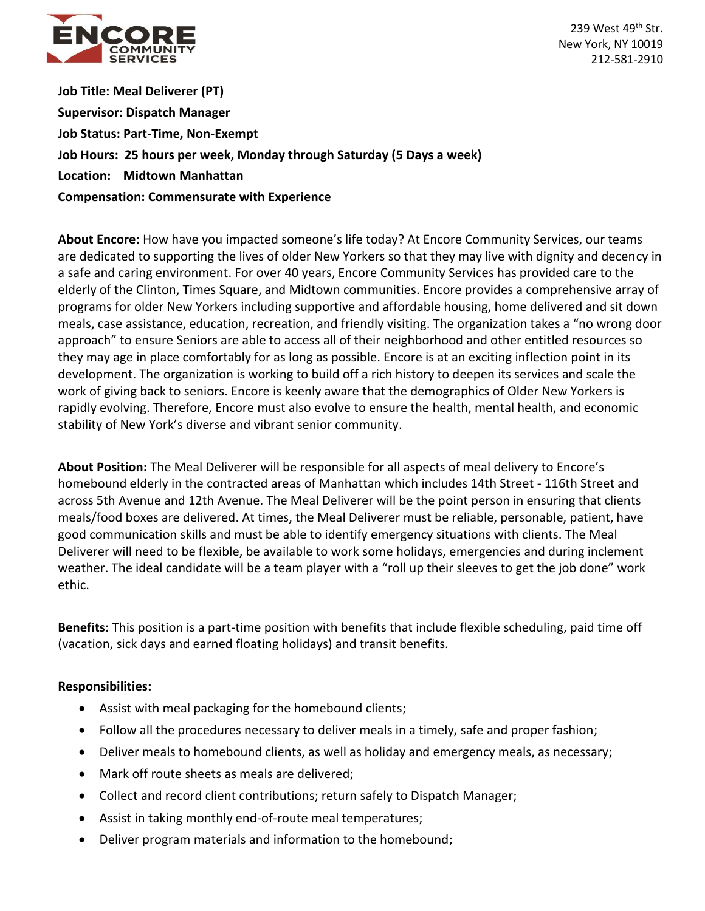ENCORE COMMUNITY SERVICES

239 West 49th Str.
New York, NY 10019
212-581-2910

**Job Title: Meal Deliverer (PT)**

**Supervisor: Dispatch Manager**

**Job Status: Part-Time, Non-Exempt**

**Job Hours: 25 hours per week, Monday through Saturday (5 Days a week)**

**Location: Midtown Manhattan**

**Compensation: Commensurate with Experience**

**About Encore:** How have you impacted someone's life today? At Encore Community Services, our teams are dedicated to supporting the lives of older New Yorkers so that they may live with dignity and decency in a safe and caring environment. For over 40 years, Encore Community Services has provided care to the elderly of the Clinton, Times Square, and Midtown communities. Encore provides a comprehensive array of programs for older New Yorkers including supportive and affordable housing, home delivered and sit down meals, case assistance, education, recreation, and friendly visiting. The organization takes a "no wrong door approach" to ensure Seniors are able to access all of their neighborhood and other entitled resources so they may age in place comfortably for as long as possible. Encore is at an exciting inflection point in its development. The organization is working to build off a rich history to deepen its services and scale the work of giving back to seniors. Encore is keenly aware that the demographics of Older New Yorkers is rapidly evolving. Therefore, Encore must also evolve to ensure the health, mental health, and economic stability of New York's diverse and vibrant senior community.

**About Position:** The Meal Deliverer will be responsible for all aspects of meal delivery to Encore's homebound elderly in the contracted areas of Manhattan which includes 14th Street - 116th Street and across 5th Avenue and 12th Avenue. The Meal Deliverer will be the point person in ensuring that clients meals/food boxes are delivered. At times, the Meal Deliverer must be reliable, personable, patient, have good communication skills and must be able to identify emergency situations with clients. The Meal Deliverer will need to be flexible, be available to work some holidays, emergencies and during inclement weather. The ideal candidate will be a team player with a "roll up their sleeves to get the job done" work ethic.

**Benefits:** This position is a part-time position with benefits that include flexible scheduling, paid time off (vacation, sick days and earned floating holidays) and transit benefits.

**Responsibilities:**

- Assist with meal packaging for the homebound clients;
- Follow all the procedures necessary to deliver meals in a timely, safe and proper fashion;
- Deliver meals to homebound clients, as well as holiday and emergency meals, as necessary;
- Mark off route sheets as meals are delivered;
- Collect and record client contributions; return safely to Dispatch Manager;
- Assist in taking monthly end-of-route meal temperatures;
- Deliver program materials and information to the homebound;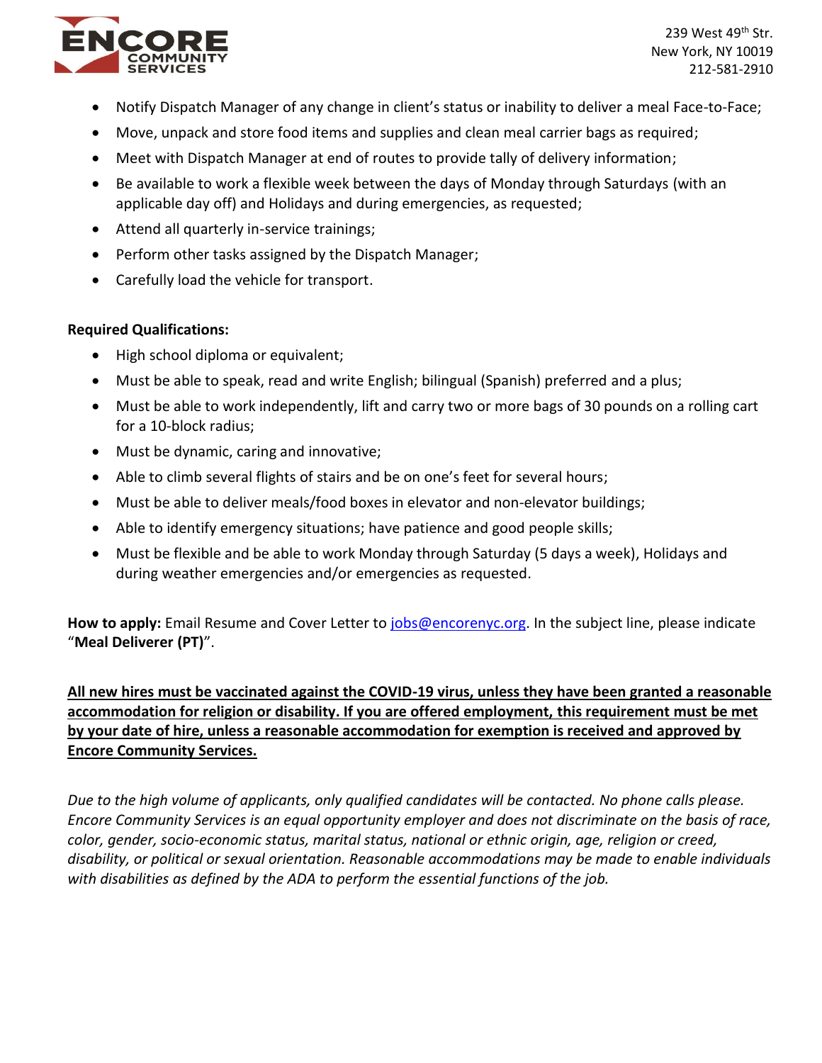- Notify Dispatch Manager of any change in client's status or inability to deliver a meal Face-to-Face;
- Move, unpack and store food items and supplies and clean meal carrier bags as required;
- Meet with Dispatch Manager at end of routes to provide tally of delivery information;
- Be available to work a flexible week between the days of Monday through Saturdays (with an applicable day off) and Holidays and during emergencies, as requested;
- Attend all quarterly in-service trainings;
- Perform other tasks assigned by the Dispatch Manager;
- Carefully load the vehicle for transport.

**Required Qualifications:**

- High school diploma or equivalent;
- Must be able to speak, read and write English; bilingual (Spanish) preferred and a plus;
- Must be able to work independently, lift and carry two or more bags of 30 pounds on a rolling cart for a 10-block radius;
- Must be dynamic, caring and innovative;
- Able to climb several flights of stairs and be on one's feet for several hours;
- Must be able to deliver meals/food boxes in elevator and non-elevator buildings;
- Able to identify emergency situations; have patience and good people skills;
- Must be flexible and be able to work Monday through Saturday (5 days a week), Holidays and during weather emergencies and/or emergencies as requested.

**How to apply:** Email Resume and Cover Letter to jobs@encorenyc.org. In the subject line, please indicate "**Meal Deliverer (PT)**".

**All new hires must be vaccinated against the COVID-19 virus, unless they have been granted a reasonable accommodation for religion or disability. If you are offered employment, this requirement must be met by your date of hire, unless a reasonable accommodation for exemption is received and approved by Encore Community Services.**

*Due to the high volume of applicants, only qualified candidates will be contacted. No phone calls please. Encore Community Services is an equal opportunity employer and does not discriminate on the basis of race, color, gender, socio-economic status, marital status, national or ethnic origin, age, religion or creed, disability, or political or sexual orientation. Reasonable accommodations may be made to enable individuals with disabilities as defined by the ADA to perform the essential functions of the job.*